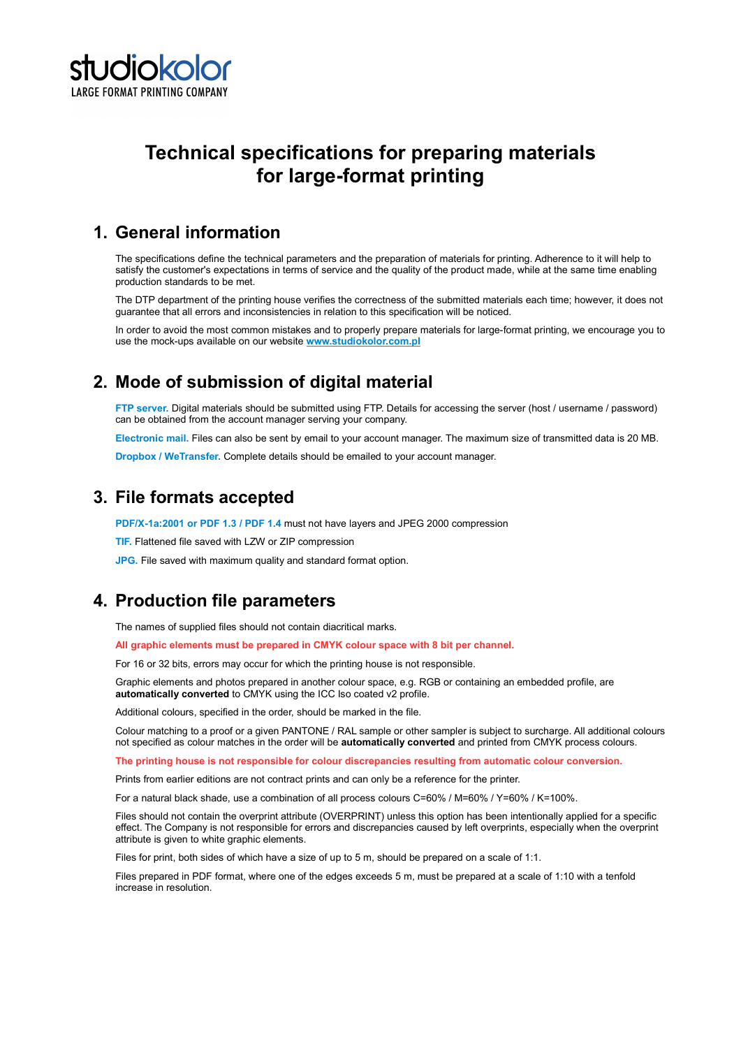studiokolor
LARGE FORMAT PRINTING COMPANY

# Technical specifications for preparing materials for large-format printing

## 1. General information

The specifications define the technical parameters and the preparation of materials for printing. Adherence to it will help to satisfy the customer's expectations in terms of service and the quality of the product made, while at the same time enabling production standards to be met.

The DTP department of the printing house verifies the correctness of the submitted materials each time; however, it does not guarantee that all errors and inconsistencies in relation to this specification will be noticed.

In order to avoid the most common mistakes and to properly prepare materials for large-format printing, we encourage you to use the mock-ups available on our website [www.studiokolor.com.pl](http://www.studiokolor.com.pl)

## 2. Mode of submission of digital material

**FTP server.** Digital materials should be submitted using FTP. Details for accessing the server (host / username / password) can be obtained from the account manager serving your company.

**Electronic mail.** Files can also be sent by email to your account manager. The maximum size of transmitted data is 20 MB.

**Dropbox / WeTransfer.** Complete details should be emailed to your account manager.

## 3. File formats accepted

**PDF/X-1a:2001 or PDF 1.3 / PDF 1.4** must not have layers and JPEG 2000 compression

**TIF.** Flattened file saved with LZW or ZIP compression

**JPG.** File saved with maximum quality and standard format option.

## 4. Production file parameters

The names of supplied files should not contain diacritical marks.

**All graphic elements must be prepared in CMYK colour space with 8 bit per channel.**

For 16 or 32 bits, errors may occur for which the printing house is not responsible.

Graphic elements and photos prepared in another colour space, e.g. RGB or containing an embedded profile, are **automatically converted** to CMYK using the ICC Iso coated v2 profile.

Additional colours, specified in the order, should be marked in the file.

Colour matching to a proof or a given PANTONE / RAL sample or other sampler is subject to surcharge. All additional colours not specified as colour matches in the order will be **automatically converted** and printed from CMYK process colours.

**The printing house is not responsible for colour discrepancies resulting from automatic colour conversion.**

Prints from earlier editions are not contract prints and can only be a reference for the printer.

For a natural black shade, use a combination of all process colours C=60% / M=60% / Y=60% / K=100%.

Files should not contain the overprint attribute (OVERPRINT) unless this option has been intentionally applied for a specific effect. The Company is not responsible for errors and discrepancies caused by left overprints, especially when the overprint attribute is given to white graphic elements.

Files for print, both sides of which have a size of up to 5 m, should be prepared on a scale of 1:1.

Files prepared in PDF format, where one of the edges exceeds 5 m, must be prepared at a scale of 1:10 with a tenfold increase in resolution.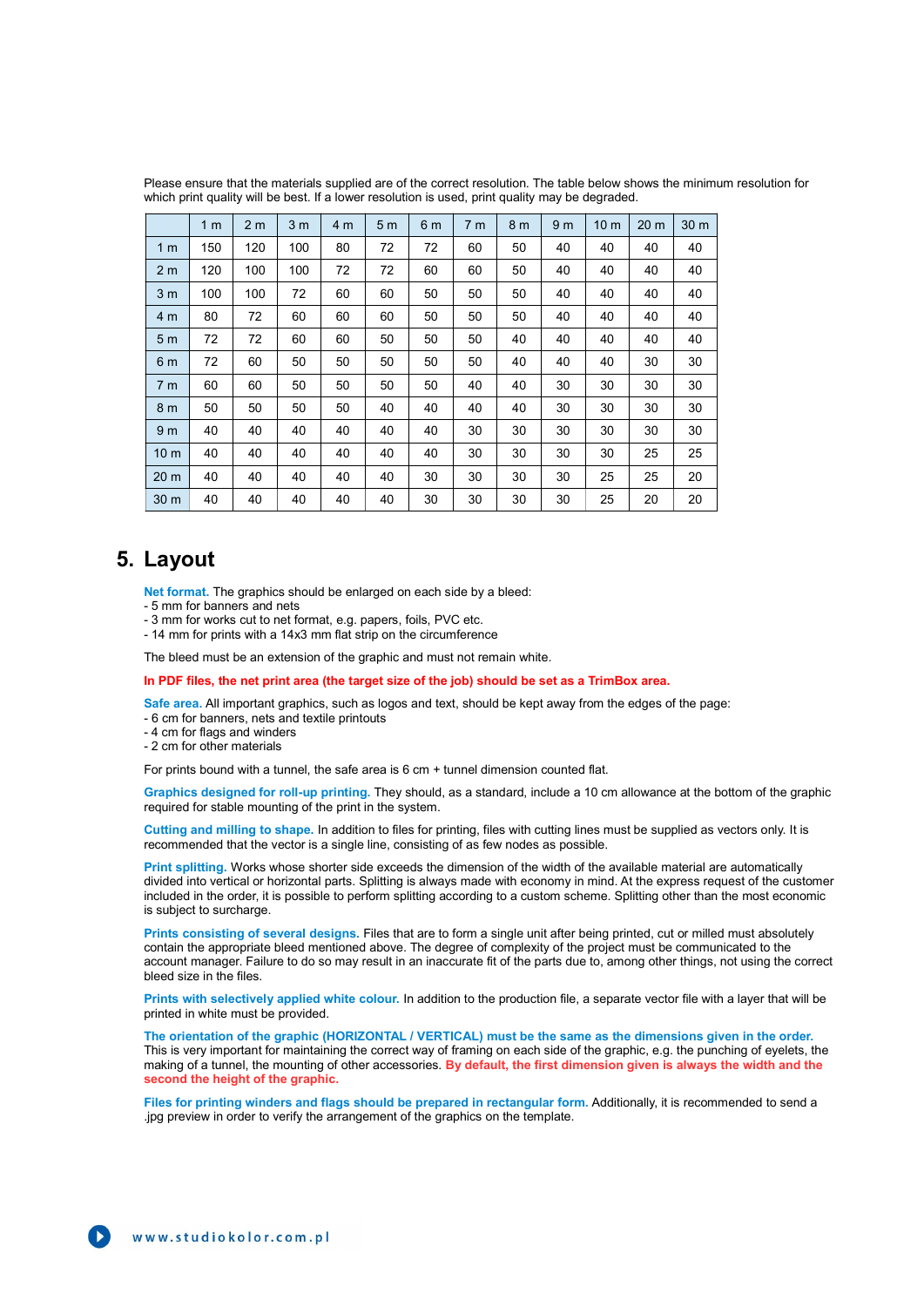Please ensure that the materials supplied are of the correct resolution. The table below shows the minimum resolution for which print quality will be best. If a lower resolution is used, print quality may be degraded.

| | 1 m | 2 m | 3 m | 4 m | 5 m | 6 m | 7 m | 8 m | 9 m | 10 m | 20 m | 30 m |
|---|---|---|---|---|---|---|---|---|---|---|---|---|
| 1 m | 150 | 120 | 100 | 80 | 72 | 72 | 60 | 50 | 40 | 40 | 40 | 40 |
| 2 m | 120 | 100 | 100 | 72 | 72 | 60 | 60 | 50 | 40 | 40 | 40 | 40 |
| 3 m | 100 | 100 | 72 | 60 | 60 | 50 | 50 | 50 | 40 | 40 | 40 | 40 |
| 4 m | 80 | 72 | 60 | 60 | 60 | 50 | 50 | 50 | 40 | 40 | 40 | 40 |
| 5 m | 72 | 72 | 60 | 60 | 50 | 50 | 50 | 40 | 40 | 40 | 40 | 40 |
| 6 m | 72 | 60 | 50 | 50 | 50 | 50 | 50 | 40 | 40 | 40 | 30 | 30 |
| 7 m | 60 | 60 | 50 | 50 | 50 | 50 | 40 | 40 | 30 | 30 | 30 | 30 |
| 8 m | 50 | 50 | 50 | 50 | 40 | 40 | 40 | 40 | 30 | 30 | 30 | 30 |
| 9 m | 40 | 40 | 40 | 40 | 40 | 40 | 30 | 30 | 30 | 30 | 30 | 30 |
| 10 m | 40 | 40 | 40 | 40 | 40 | 40 | 30 | 30 | 30 | 30 | 25 | 25 |
| 20 m | 40 | 40 | 40 | 40 | 40 | 30 | 30 | 30 | 30 | 25 | 25 | 20 |
| 30 m | 40 | 40 | 40 | 40 | 40 | 30 | 30 | 30 | 30 | 25 | 20 | 20 |

## 5. Layout

**Net format.** The graphics should be enlarged on each side by a bleed:
- 5 mm for banners and nets
- 3 mm for works cut to net format, e.g. papers, foils, PVC etc.
- 14 mm for prints with a 14x3 mm flat strip on the circumference

The bleed must be an extension of the graphic and must not remain white.

**In PDF files, the net print area (the target size of the job) should be set as a TrimBox area.**

**Safe area.** All important graphics, such as logos and text, should be kept away from the edges of the page:
- 6 cm for banners, nets and textile printouts
- 4 cm for flags and winders
- 2 cm for other materials

For prints bound with a tunnel, the safe area is 6 cm + tunnel dimension counted flat.

**Graphics designed for roll-up printing.** They should, as a standard, include a 10 cm allowance at the bottom of the graphic required for stable mounting of the print in the system.

**Cutting and milling to shape.** In addition to files for printing, files with cutting lines must be supplied as vectors only. It is recommended that the vector is a single line, consisting of as few nodes as possible.

**Print splitting.** Works whose shorter side exceeds the dimension of the width of the available material are automatically divided into vertical or horizontal parts. Splitting is always made with economy in mind. At the express request of the customer included in the order, it is possible to perform splitting according to a custom scheme. Splitting other than the most economic is subject to surcharge.

**Prints consisting of several designs.** Files that are to form a single unit after being printed, cut or milled must absolutely contain the appropriate bleed mentioned above. The degree of complexity of the project must be communicated to the account manager. Failure to do so may result in an inaccurate fit of the parts due to, among other things, not using the correct bleed size in the files.

**Prints with selectively applied white colour.** In addition to the production file, a separate vector file with a layer that will be printed in white must be provided.

**The orientation of the graphic (HORIZONTAL / VERTICAL) must be the same as the dimensions given in the order.** This is very important for maintaining the correct way of framing on each side of the graphic, e.g. the punching of eyelets, the making of a tunnel, the mounting of other accessories. **By default, the first dimension given is always the width and the second the height of the graphic.**

**Files for printing winders and flags should be prepared in rectangular form.** Additionally, it is recommended to send a .jpg preview in order to verify the arrangement of the graphics on the template.

www.studiokolor.com.pl